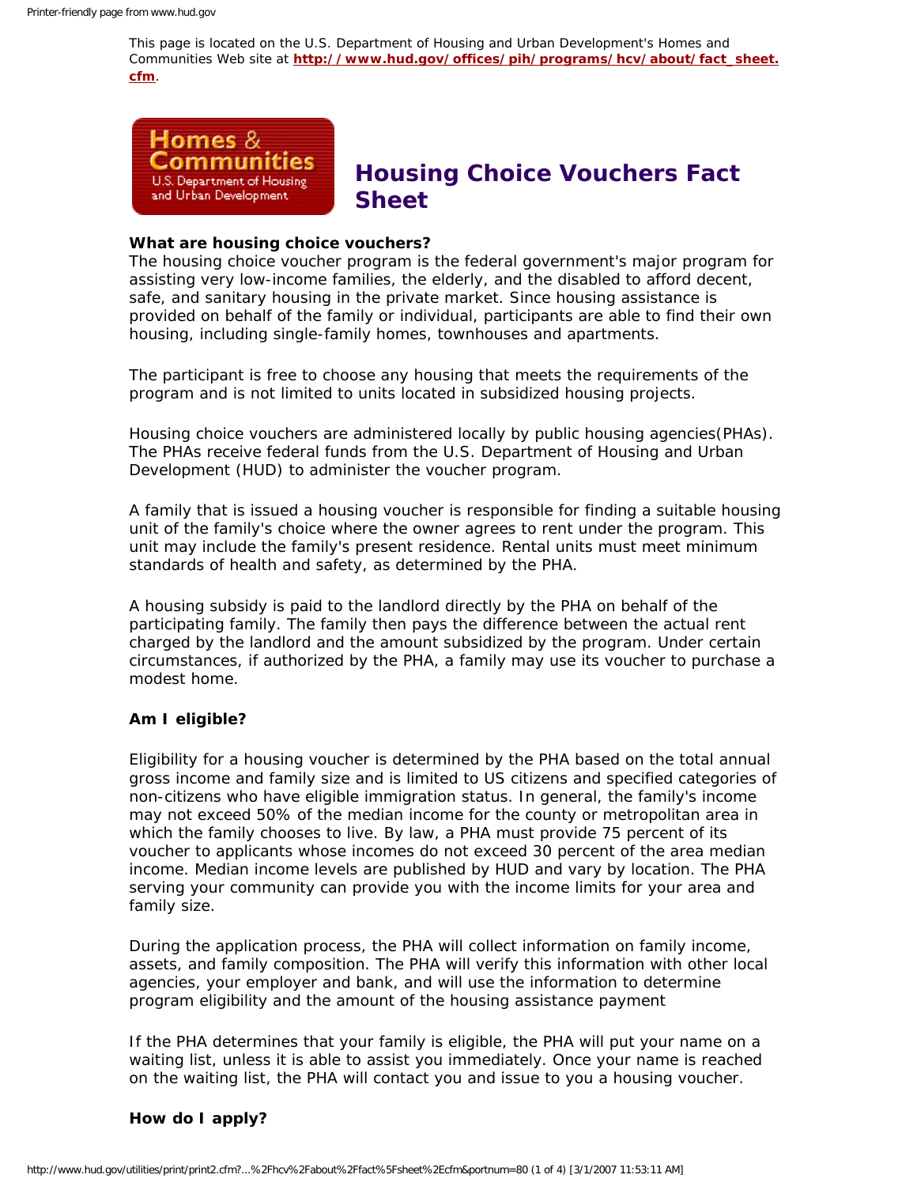This page is located on the U.S. Department of Housing and Urban Development's Homes and Communities Web site at **http://www.hud.gov/offices/pih/programs/hcv/about/fact_sheet.cfm**.

Homes & Communities
U.S. Department of Housing and Urban Development

# Housing Choice Vouchers Fact Sheet

**What are housing choice vouchers?**

The housing choice voucher program is the federal government's major program for assisting very low-income families, the elderly, and the disabled to afford decent, safe, and sanitary housing in the private market. Since housing assistance is provided on behalf of the family or individual, participants are able to find their own housing, including single-family homes, townhouses and apartments.

The participant is free to choose any housing that meets the requirements of the program and is not limited to units located in subsidized housing projects.

Housing choice vouchers are administered locally by public housing agencies(PHAs). The PHAs receive federal funds from the U.S. Department of Housing and Urban Development (HUD) to administer the voucher program.

A family that is issued a housing voucher is responsible for finding a suitable housing unit of the family's choice where the owner agrees to rent under the program. This unit may include the family's present residence. Rental units must meet minimum standards of health and safety, as determined by the PHA.

A housing subsidy is paid to the landlord directly by the PHA on behalf of the participating family. The family then pays the difference between the actual rent charged by the landlord and the amount subsidized by the program. Under certain circumstances, if authorized by the PHA, a family may use its voucher to purchase a modest home.

**Am I eligible?**

Eligibility for a housing voucher is determined by the PHA based on the total annual gross income and family size and is limited to US citizens and specified categories of non-citizens who have eligible immigration status. In general, the family's income may not exceed 50% of the median income for the county or metropolitan area in which the family chooses to live. By law, a PHA must provide 75 percent of its voucher to applicants whose incomes do not exceed 30 percent of the area median income. Median income levels are published by HUD and vary by location. The PHA serving your community can provide you with the income limits for your area and family size.

During the application process, the PHA will collect information on family income, assets, and family composition. The PHA will verify this information with other local agencies, your employer and bank, and will use the information to determine program eligibility and the amount of the housing assistance payment

If the PHA determines that your family is eligible, the PHA will put your name on a waiting list, unless it is able to assist you immediately. Once your name is reached on the waiting list, the PHA will contact you and issue to you a housing voucher.

**How do I apply?**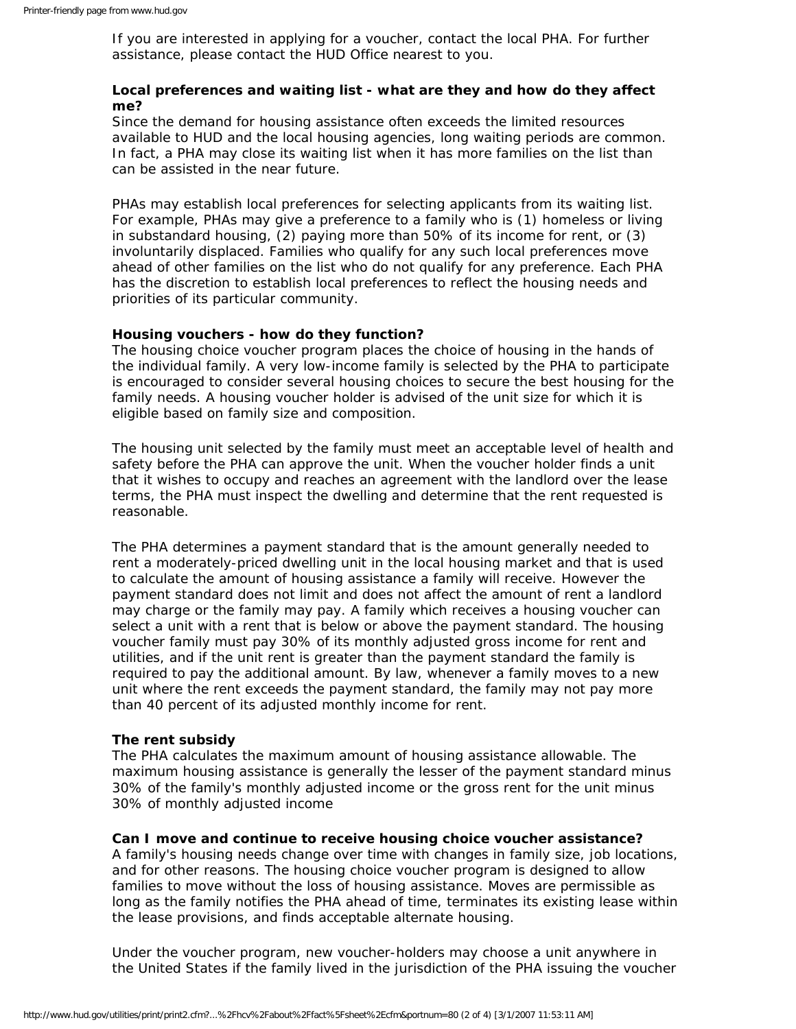If you are interested in applying for a voucher, contact the local PHA. For further assistance, please contact the HUD Office nearest to you.

**Local preferences and waiting list - what are they and how do they affect me?**

Since the demand for housing assistance often exceeds the limited resources available to HUD and the local housing agencies, long waiting periods are common. In fact, a PHA may close its waiting list when it has more families on the list than can be assisted in the near future.

PHAs may establish local preferences for selecting applicants from its waiting list. For example, PHAs may give a preference to a family who is (1) homeless or living in substandard housing, (2) paying more than 50% of its income for rent, or (3) involuntarily displaced. Families who qualify for any such local preferences move ahead of other families on the list who do not qualify for any preference. Each PHA has the discretion to establish local preferences to reflect the housing needs and priorities of its particular community.

**Housing vouchers - how do they function?**

The housing choice voucher program places the choice of housing in the hands of the individual family. A very low-income family is selected by the PHA to participate is encouraged to consider several housing choices to secure the best housing for the family needs. A housing voucher holder is advised of the unit size for which it is eligible based on family size and composition.

The housing unit selected by the family must meet an acceptable level of health and safety before the PHA can approve the unit. When the voucher holder finds a unit that it wishes to occupy and reaches an agreement with the landlord over the lease terms, the PHA must inspect the dwelling and determine that the rent requested is reasonable.

The PHA determines a payment standard that is the amount generally needed to rent a moderately-priced dwelling unit in the local housing market and that is used to calculate the amount of housing assistance a family will receive. However the payment standard does not limit and does not affect the amount of rent a landlord may charge or the family may pay. A family which receives a housing voucher can select a unit with a rent that is below or above the payment standard. The housing voucher family must pay 30% of its monthly adjusted gross income for rent and utilities, and if the unit rent is greater than the payment standard the family is required to pay the additional amount. By law, whenever a family moves to a new unit where the rent exceeds the payment standard, the family may not pay more than 40 percent of its adjusted monthly income for rent.

**The rent subsidy**

The PHA calculates the maximum amount of housing assistance allowable. The maximum housing assistance is generally the lesser of the payment standard minus 30% of the family's monthly adjusted income or the gross rent for the unit minus 30% of monthly adjusted income

**Can I move and continue to receive housing choice voucher assistance?**

A family's housing needs change over time with changes in family size, job locations, and for other reasons. The housing choice voucher program is designed to allow families to move without the loss of housing assistance. Moves are permissible as long as the family notifies the PHA ahead of time, terminates its existing lease within the lease provisions, and finds acceptable alternate housing.

Under the voucher program, new voucher-holders may choose a unit anywhere in the United States if the family lived in the jurisdiction of the PHA issuing the voucher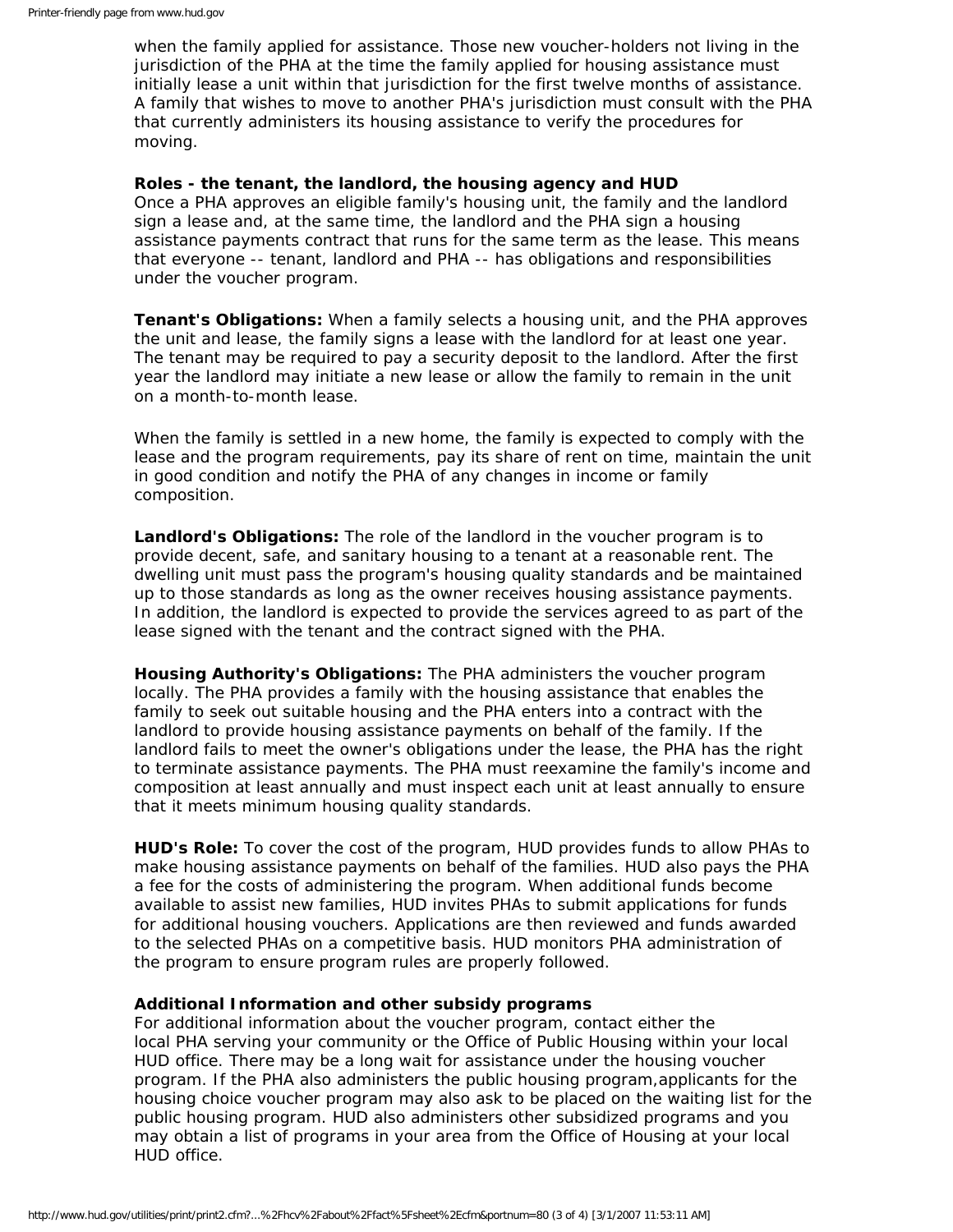when the family applied for assistance. Those new voucher-holders not living in the jurisdiction of the PHA at the time the family applied for housing assistance must initially lease a unit within that jurisdiction for the first twelve months of assistance. A family that wishes to move to another PHA's jurisdiction must consult with the PHA that currently administers its housing assistance to verify the procedures for moving.

**Roles - the tenant, the landlord, the housing agency and HUD**

Once a PHA approves an eligible family's housing unit, the family and the landlord sign a lease and, at the same time, the landlord and the PHA sign a housing assistance payments contract that runs for the same term as the lease. This means that everyone -- tenant, landlord and PHA -- has obligations and responsibilities under the voucher program.

**Tenant's Obligations:** When a family selects a housing unit, and the PHA approves the unit and lease, the family signs a lease with the landlord for at least one year. The tenant may be required to pay a security deposit to the landlord. After the first year the landlord may initiate a new lease or allow the family to remain in the unit on a month-to-month lease.

When the family is settled in a new home, the family is expected to comply with the lease and the program requirements, pay its share of rent on time, maintain the unit in good condition and notify the PHA of any changes in income or family composition.

**Landlord's Obligations:** The role of the landlord in the voucher program is to provide decent, safe, and sanitary housing to a tenant at a reasonable rent. The dwelling unit must pass the program's housing quality standards and be maintained up to those standards as long as the owner receives housing assistance payments. In addition, the landlord is expected to provide the services agreed to as part of the lease signed with the tenant and the contract signed with the PHA.

**Housing Authority's Obligations:** The PHA administers the voucher program locally. The PHA provides a family with the housing assistance that enables the family to seek out suitable housing and the PHA enters into a contract with the landlord to provide housing assistance payments on behalf of the family. If the landlord fails to meet the owner's obligations under the lease, the PHA has the right to terminate assistance payments. The PHA must reexamine the family's income and composition at least annually and must inspect each unit at least annually to ensure that it meets minimum housing quality standards.

**HUD's Role:** To cover the cost of the program, HUD provides funds to allow PHAs to make housing assistance payments on behalf of the families. HUD also pays the PHA a fee for the costs of administering the program. When additional funds become available to assist new families, HUD invites PHAs to submit applications for funds for additional housing vouchers. Applications are then reviewed and funds awarded to the selected PHAs on a competitive basis. HUD monitors PHA administration of the program to ensure program rules are properly followed.

**Additional Information and other subsidy programs**

For additional information about the voucher program, contact either the local PHA serving your community or the Office of Public Housing within your local HUD office. There may be a long wait for assistance under the housing voucher program. If the PHA also administers the public housing program,applicants for the housing choice voucher program may also ask to be placed on the waiting list for the public housing program. HUD also administers other subsidized programs and you may obtain a list of programs in your area from the Office of Housing at your local HUD office.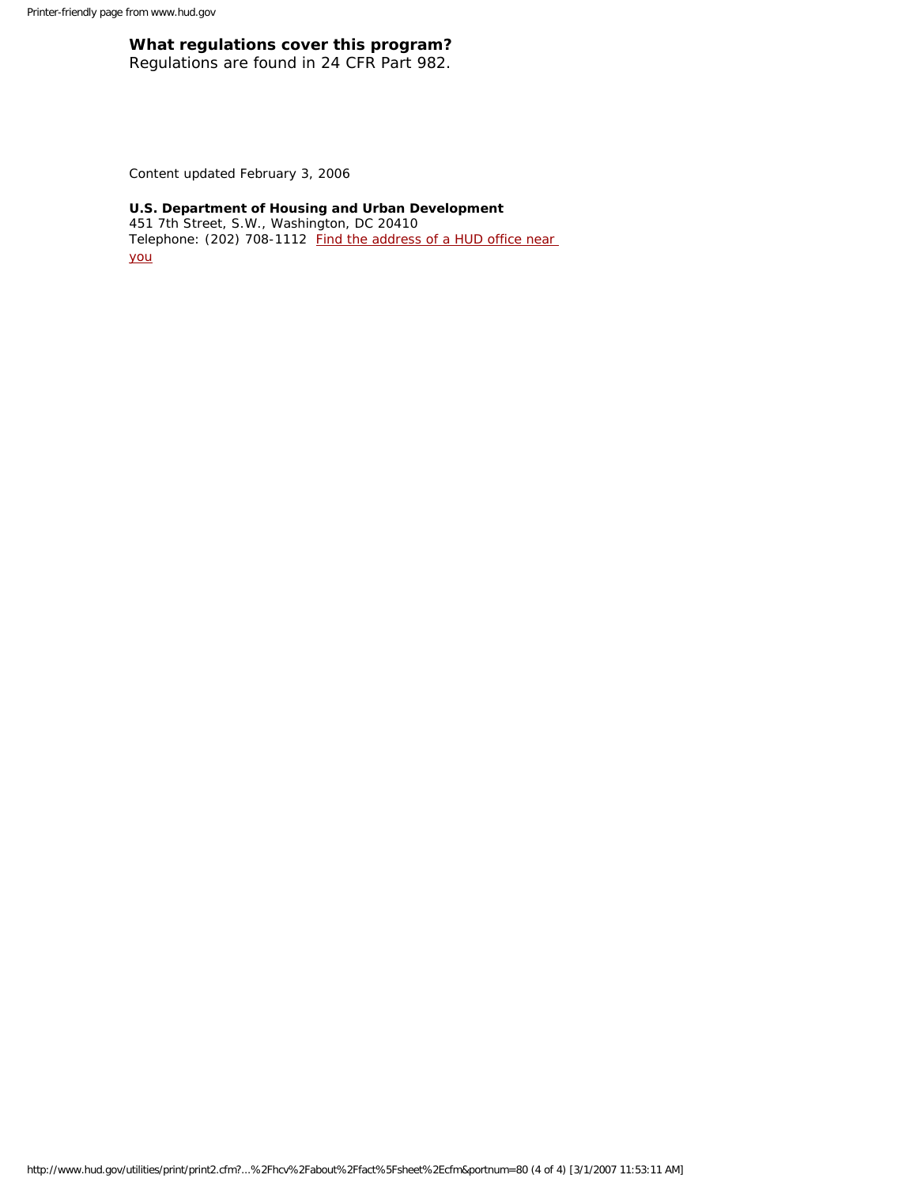**What regulations cover this program?**
Regulations are found in 24 CFR Part 982.

Content updated February 3, 2006

**U.S. Department of Housing and Urban Development**
451 7th Street, S.W., Washington, DC 20410
Telephone: (202) 708-1112 Find the address of a HUD office near you